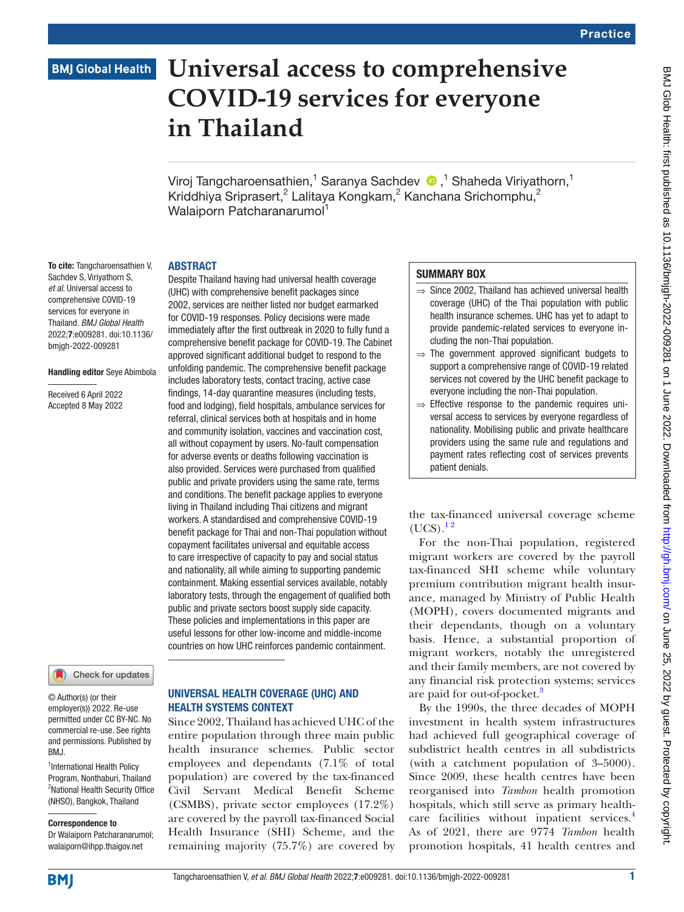# Universal access to comprehensive COVID-19 services for everyone in Thailand

Viroj Tangcharoensathien,[1] Saranya Sachdev,[1] Shaheda Viriyathorn,[1] Kriddhiya Sripraserf,[2] Lalitaya Kongkam,[2] Kanchana Srichomphu,[2] Walaiporn Patcharanarumol[1]

**To cite:** Tangcharoensathien V, Sachdev S, Viriyathorn S, *et al*. Universal access to comprehensive COVID-19 services for everyone in Thailand. *BMJ Global Health* 2022;**7**:e009281. doi:10.1136/bmjgh-2022-009281

**Handling editor** Seye Abimbola

Received 6 April 2022
Accepted 8 May 2022

© Author(s) (or their employer(s)) 2022. Re-use permitted under CC BY-NC. No commercial re-use. See rights and permissions. Published by BMJ.

[1]International Health Policy Program, Nonthaburi, Thailand
[2]National Health Security Office (NHSO), Bangkok, Thailand

**Correspondence to**
Dr Walaiporn Patcharanarumol; walaiporn@ihpp.thaigov.net

## ABSTRACT

Despite Thailand having had universal health coverage (UHC) with comprehensive benefit packages since 2002, services are neither listed nor budget earmarked for COVID-19 responses. Policy decisions were made immediately after the first outbreak in 2020 to fully fund a comprehensive benefit package for COVID-19. The Cabinet approved significant additional budget to respond to the unfolding pandemic. The comprehensive benefit package includes laboratory tests, contact tracing, active case findings, 14-day quarantine measures (including tests, food and lodging), field hospitals, ambulance services for referral, clinical services both at hospitals and in home and community isolation, vaccines and vaccination cost, all without copayment by users. No-fault compensation for adverse events or deaths following vaccination is also provided. Services were purchased from qualified public and private providers using the same rate, terms and conditions. The benefit package applies to everyone living in Thailand including Thai citizens and migrant workers. A standardised and comprehensive COVID-19 benefit package for Thai and non-Thai population without copayment facilitates universal and equitable access to care irrespective of capacity to pay and social status and nationality, all while aiming to supporting pandemic containment. Making essential services available, notably laboratory tests, through the engagement of qualified both public and private sectors boost supply side capacity. These policies and implementations in this paper are useful lessons for other low-income and middle-income countries on how UHC reinforces pandemic containment.

## SUMMARY BOX

- ⇒ Since 2002, Thailand has achieved universal health coverage (UHC) of the Thai population with public health insurance schemes. UHC has yet to adapt to provide pandemic-related services to everyone including the non-Thai population.
- ⇒ The government approved significant budgets to support a comprehensive range of COVID-19 related services not covered by the UHC benefit package to everyone including the non-Thai population.
- ⇒ Effective response to the pandemic requires universal access to services by everyone regardless of nationality. Mobilising public and private healthcare providers using the same rule and regulations and payment rates reflecting cost of services prevents patient denials.

## UNIVERSAL HEALTH COVERAGE (UHC) AND HEALTH SYSTEMS CONTEXT

Since 2002, Thailand has achieved UHC of the entire population through three main public health insurance schemes. Public sector employees and dependants (7.1% of total population) are covered by the tax-financed Civil Servant Medical Benefit Scheme (CSMBS), private sector employees (17.2%) are covered by the payroll tax-financed Social Health Insurance (SHI) Scheme, and the remaining majority (75.7%) are covered by the tax-financed universal coverage scheme (UCS).[1,2]

For the non-Thai population, registered migrant workers are covered by the payroll tax-financed SHI scheme while voluntary premium contribution migrant health insurance, managed by Ministry of Public Health (MOPH), covers documented migrants and their dependants, though on a voluntary basis. Hence, a substantial proportion of migrant workers, notably the unregistered and their family members, are not covered by any financial risk protection systems; services are paid for out-of-pocket.[3]

By the 1990s, the three decades of MOPH investment in health system infrastructures had achieved full geographical coverage of subdistrict health centres in all subdistricts (with a catchment population of 3–5000). Since 2009, these health centres have been reorganised into *Tambon* health promotion hospitals, which still serve as primary healthcare facilities without inpatient services.[4] As of 2021, there are 9774 *Tambon* health promotion hospitals, 41 health centres and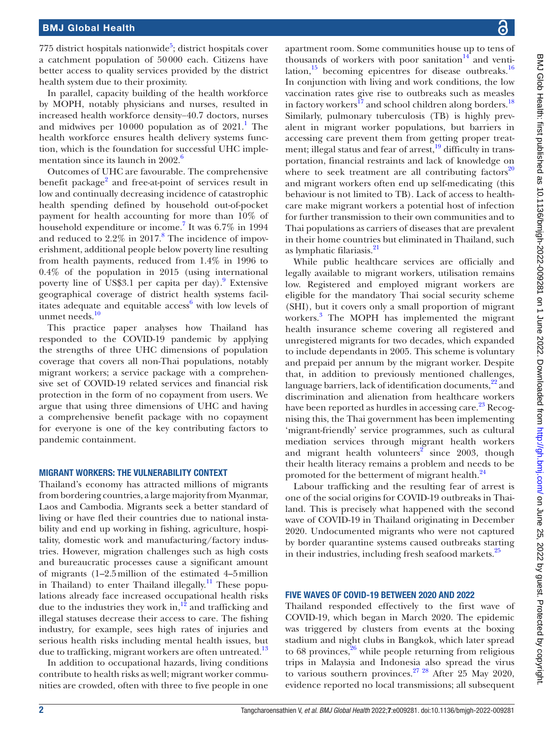775 district hospitals nationwide[5]; district hospitals cover a catchment population of 50 000 each. Citizens have better access to quality services provided by the district health system due to their proximity.

In parallel, capacity building of the health workforce by MOPH, notably physicians and nurses, resulted in increased health workforce density–40.7 doctors, nurses and midwives per 10 000 population as of 2021.[1] The health workforce ensures health delivery systems function, which is the foundation for successful UHC implementation since its launch in 2002.[6]

Outcomes of UHC are favourable. The comprehensive benefit package[2] and free-at-point of services result in low and continually decreasing incidence of catastrophic health spending defined by household out-of-pocket payment for health accounting for more than 10% of household expenditure or income.[7] It was 6.7% in 1994 and reduced to 2.2% in 2017.[8] The incidence of impoverishment, additional people below poverty line resulting from health payments, reduced from 1.4% in 1996 to 0.4% of the population in 2015 (using international poverty line of US$3.1 per capita per day).[9] Extensive geographical coverage of district health systems facilitates adequate and equitable access[6] with low levels of unmet needs.[10]

This practice paper analyses how Thailand has responded to the COVID-19 pandemic by applying the strengths of three UHC dimensions of population coverage that covers all non-Thai populations, notably migrant workers; a service package with a comprehensive set of COVID-19 related services and financial risk protection in the form of no copayment from users. We argue that using three dimensions of UHC and having a comprehensive benefit package with no copayment for everyone is one of the key contributing factors to pandemic containment.

## MIGRANT WORKERS: THE VULNERABILITY CONTEXT

Thailand's economy has attracted millions of migrants from bordering countries, a large majority from Myanmar, Laos and Cambodia. Migrants seek a better standard of living or have fled their countries due to national instability and end up working in fishing, agriculture, hospitality, domestic work and manufacturing/factory industries. However, migration challenges such as high costs and bureaucratic processes cause a significant amount of migrants (1–2.5 million of the estimated 4–5 million in Thailand) to enter Thailand illegally.[11] These populations already face increased occupational health risks due to the industries they work in,[12] and trafficking and illegal statuses decrease their access to care. The fishing industry, for example, sees high rates of injuries and serious health risks including mental health issues, but due to trafficking, migrant workers are often untreated.[13]

In addition to occupational hazards, living conditions contribute to health risks as well; migrant worker communities are crowded, often with three to five people in one apartment room. Some communities house up to tens of thousands of workers with poor sanitation[14] and ventilation,[15] becoming epicentres for disease outbreaks.[16] In conjunction with living and work conditions, the low vaccination rates give rise to outbreaks such as measles in factory workers[17] and school children along borders.[18] Similarly, pulmonary tuberculosis (TB) is highly prevalent in migrant worker populations, but barriers in accessing care prevent them from getting proper treatment; illegal status and fear of arrest,[19] difficulty in transportation, financial restraints and lack of knowledge on where to seek treatment are all contributing factors[20] and migrant workers often end up self-medicating (this behaviour is not limited to TB). Lack of access to healthcare make migrant workers a potential host of infection for further transmission to their own communities and to Thai populations as carriers of diseases that are prevalent in their home countries but eliminated in Thailand, such as lymphatic filariasis.[21]

While public healthcare services are officially and legally available to migrant workers, utilisation remains low. Registered and employed migrant workers are eligible for the mandatory Thai social security scheme (SHI), but it covers only a small proportion of migrant workers.[3] The MOPH has implemented the migrant health insurance scheme covering all registered and unregistered migrants for two decades, which expanded to include dependants in 2005. This scheme is voluntary and prepaid per annum by the migrant worker. Despite that, in addition to previously mentioned challenges, language barriers, lack of identification documents,[22] and discrimination and alienation from healthcare workers have been reported as hurdles in accessing care.[23] Recognising this, the Thai government has been implementing 'migrant-friendly' service programmes, such as cultural mediation services through migrant health workers and migrant health volunteers[2] since 2003, though their health literacy remains a problem and needs to be promoted for the betterment of migrant health.[24]

Labour trafficking and the resulting fear of arrest is one of the social origins for COVID-19 outbreaks in Thailand. This is precisely what happened with the second wave of COVID-19 in Thailand originating in December 2020. Undocumented migrants who were not captured by border quarantine systems caused outbreaks starting in their industries, including fresh seafood markets.[25]

## FIVE WAVES OF COVID-19 BETWEEN 2020 AND 2022

Thailand responded effectively to the first wave of COVID-19, which began in March 2020. The epidemic was triggered by clusters from events at the boxing stadium and night clubs in Bangkok, which later spread to 68 provinces,[26] while people returning from religious trips in Malaysia and Indonesia also spread the virus to various southern provinces.[27 28] After 25 May 2020, evidence reported no local transmissions; all subsequent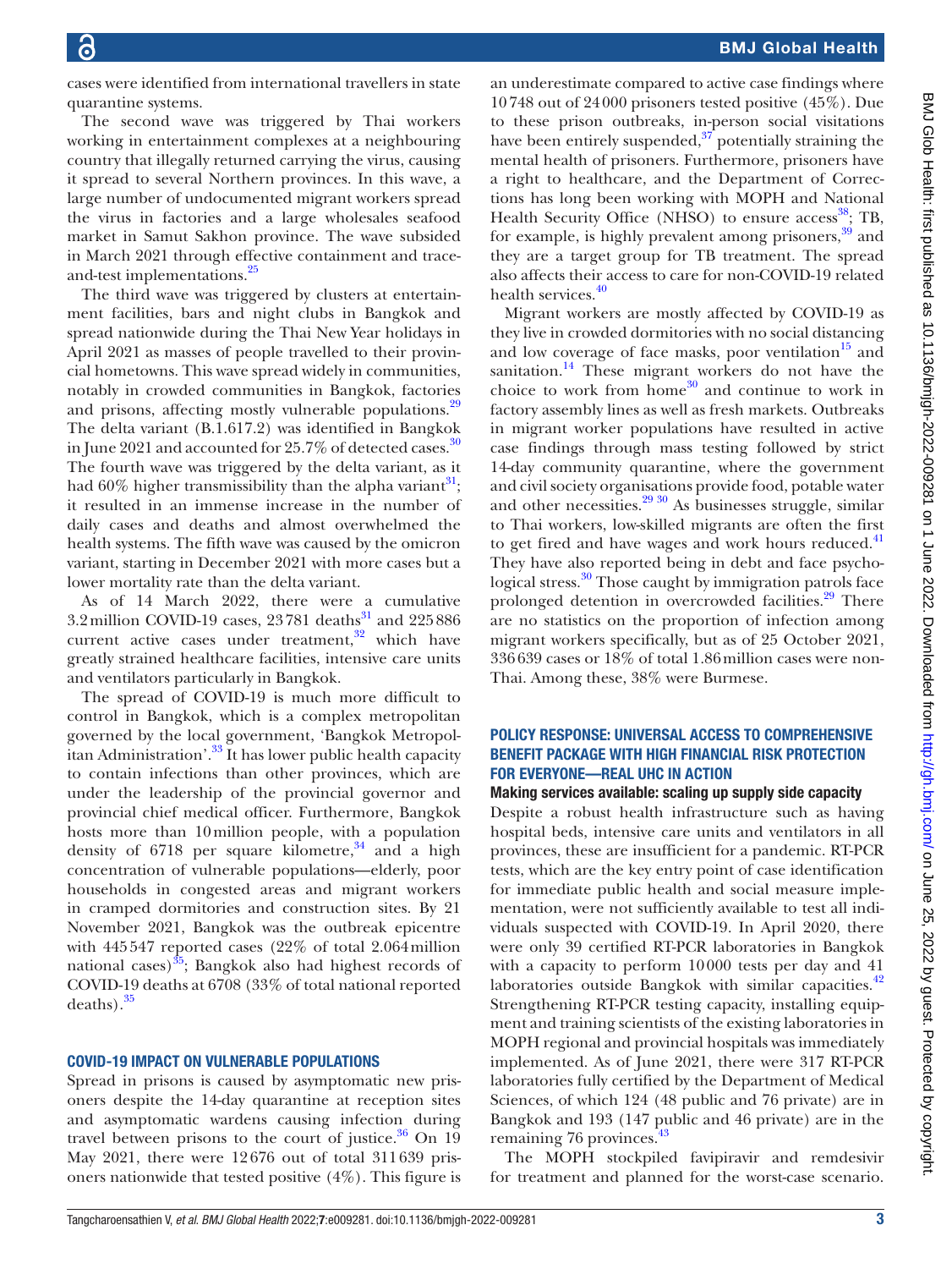cases were identified from international travellers in state quarantine systems.

The second wave was triggered by Thai workers working in entertainment complexes at a neighbouring country that illegally returned carrying the virus, causing it spread to several Northern provinces. In this wave, a large number of undocumented migrant workers spread the virus in factories and a large wholesales seafood market in Samut Sakhon province. The wave subsided in March 2021 through effective containment and trace-and-test implementations.[25]

The third wave was triggered by clusters at entertainment facilities, bars and night clubs in Bangkok and spread nationwide during the Thai New Year holidays in April 2021 as masses of people travelled to their provincial hometowns. This wave spread widely in communities, notably in crowded communities in Bangkok, factories and prisons, affecting mostly vulnerable populations.[29] The delta variant (B.1.617.2) was identified in Bangkok in June 2021 and accounted for 25.7% of detected cases.[30] The fourth wave was triggered by the delta variant, as it had 60% higher transmissibility than the alpha variant[31]; it resulted in an immense increase in the number of daily cases and deaths and almost overwhelmed the health systems. The fifth wave was caused by the omicron variant, starting in December 2021 with more cases but a lower mortality rate than the delta variant.

As of 14 March 2022, there were a cumulative 3.2 million COVID-19 cases, 23 781 deaths[31] and 225 886 current active cases under treatment,[32] which have greatly strained healthcare facilities, intensive care units and ventilators particularly in Bangkok.

The spread of COVID-19 is much more difficult to control in Bangkok, which is a complex metropolitan governed by the local government, 'Bangkok Metropolitan Administration'.[33] It has lower public health capacity to contain infections than other provinces, which are under the leadership of the provincial governor and provincial chief medical officer. Furthermore, Bangkok hosts more than 10 million people, with a population density of 6718 per square kilometre,[34] and a high concentration of vulnerable populations—elderly, poor households in congested areas and migrant workers in cramped dormitories and construction sites. By 21 November 2021, Bangkok was the outbreak epicentre with 445 547 reported cases (22% of total 2.064 million national cases)[35]; Bangkok also had highest records of COVID-19 deaths at 6708 (33% of total national reported deaths).[35]

## COVID-19 IMPACT ON VULNERABLE POPULATIONS

Spread in prisons is caused by asymptomatic new prisoners despite the 14-day quarantine at reception sites and asymptomatic wardens causing infection during travel between prisons to the court of justice.[36] On 19 May 2021, there were 12 676 out of total 311 639 prisoners nationwide that tested positive (4%). This figure is an underestimate compared to active case findings where 10 748 out of 24 000 prisoners tested positive (45%). Due to these prison outbreaks, in-person social visitations have been entirely suspended,[37] potentially straining the mental health of prisoners. Furthermore, prisoners have a right to healthcare, and the Department of Corrections has long been working with MOPH and National Health Security Office (NHSO) to ensure access[38]; TB, for example, is highly prevalent among prisoners,[39] and they are a target group for TB treatment. The spread also affects their access to care for non-COVID-19 related health services.[40]

Migrant workers are mostly affected by COVID-19 as they live in crowded dormitories with no social distancing and low coverage of face masks, poor ventilation[15] and sanitation.[14] These migrant workers do not have the choice to work from home[30] and continue to work in factory assembly lines as well as fresh markets. Outbreaks in migrant worker populations have resulted in active case findings through mass testing followed by strict 14-day community quarantine, where the government and civil society organisations provide food, potable water and other necessities.[29,30] As businesses struggle, similar to Thai workers, low-skilled migrants are often the first to get fired and have wages and work hours reduced.[41] They have also reported being in debt and face psychological stress.[30] Those caught by immigration patrols face prolonged detention in overcrowded facilities.[29] There are no statistics on the proportion of infection among migrant workers specifically, but as of 25 October 2021, 336 639 cases or 18% of total 1.86 million cases were non-Thai. Among these, 38% were Burmese.

## POLICY RESPONSE: UNIVERSAL ACCESS TO COMPREHENSIVE BENEFIT PACKAGE WITH HIGH FINANCIAL RISK PROTECTION FOR EVERYONE—REAL UHC IN ACTION

### Making services available: scaling up supply side capacity

Despite a robust health infrastructure such as having hospital beds, intensive care units and ventilators in all provinces, these are insufficient for a pandemic. RT-PCR tests, which are the key entry point of case identification for immediate public health and social measure implementation, were not sufficiently available to test all individuals suspected with COVID-19. In April 2020, there were only 39 certified RT-PCR laboratories in Bangkok with a capacity to perform 10 000 tests per day and 41 laboratories outside Bangkok with similar capacities.[42] Strengthening RT-PCR testing capacity, installing equipment and training scientists of the existing laboratories in MOPH regional and provincial hospitals was immediately implemented. As of June 2021, there were 317 RT-PCR laboratories fully certified by the Department of Medical Sciences, of which 124 (48 public and 76 private) are in Bangkok and 193 (147 public and 46 private) are in the remaining 76 provinces.[43]

The MOPH stockpiled favipiravir and remdesivir for treatment and planned for the worst-case scenario.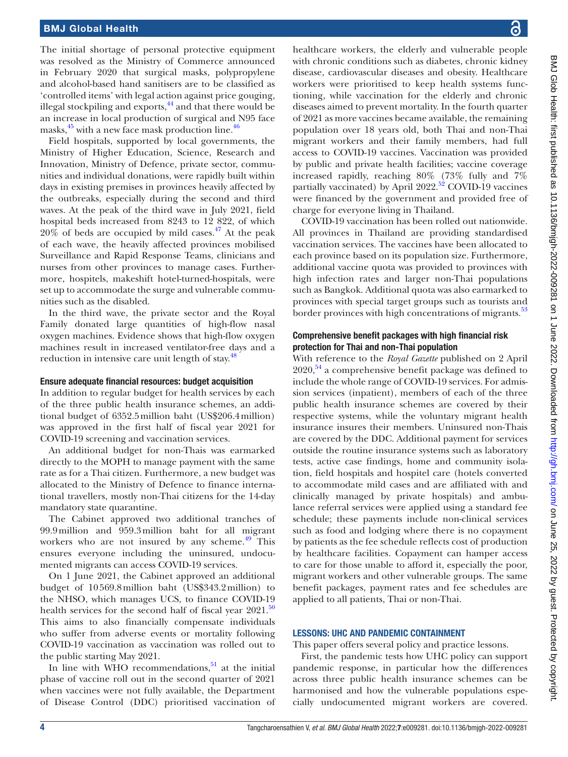The initial shortage of personal protective equipment was resolved as the Ministry of Commerce announced in February 2020 that surgical masks, polypropylene and alcohol-based hand sanitisers are to be classified as 'controlled items' with legal action against price gouging, illegal stockpiling and exports,[44] and that there would be an increase in local production of surgical and N95 face masks,[45] with a new face mask production line.[46]

Field hospitals, supported by local governments, the Ministry of Higher Education, Science, Research and Innovation, Ministry of Defence, private sector, communities and individual donations, were rapidly built within days in existing premises in provinces heavily affected by the outbreaks, especially during the second and third waves. At the peak of the third wave in July 2021, field hospital beds increased from 8243 to 12 822, of which 20% of beds are occupied by mild cases.[47] At the peak of each wave, the heavily affected provinces mobilised Surveillance and Rapid Response Teams, clinicians and nurses from other provinces to manage cases. Furthermore, hospitels, makeshift hotel-turned-hospitals, were set up to accommodate the surge and vulnerable communities such as the disabled.

In the third wave, the private sector and the Royal Family donated large quantities of high-flow nasal oxygen machines. Evidence shows that high-flow oxygen machines result in increased ventilator-free days and a reduction in intensive care unit length of stay.[48]

### Ensure adequate financial resources: budget acquisition

In addition to regular budget for health services by each of the three public health insurance schemes, an additional budget of 6352.5 million baht (US$206.4 million) was approved in the first half of fiscal year 2021 for COVID-19 screening and vaccination services.

An additional budget for non-Thais was earmarked directly to the MOPH to manage payment with the same rate as for a Thai citizen. Furthermore, a new budget was allocated to the Ministry of Defence to finance international travellers, mostly non-Thai citizens for the 14-day mandatory state quarantine.

The Cabinet approved two additional tranches of 99.9 million and 959.3 million baht for all migrant workers who are not insured by any scheme.[49] This ensures everyone including the uninsured, undocumented migrants can access COVID-19 services.

On 1 June 2021, the Cabinet approved an additional budget of 10 569.8 million baht (US$343.2 million) to the NHSO, which manages UCS, to finance COVID-19 health services for the second half of fiscal year 2021.[50] This aims to also financially compensate individuals who suffer from adverse events or mortality following COVID-19 vaccination as vaccination was rolled out to the public starting May 2021.

In line with WHO recommendations,[51] at the initial phase of vaccine roll out in the second quarter of 2021 when vaccines were not fully available, the Department of Disease Control (DDC) prioritised vaccination of healthcare workers, the elderly and vulnerable people with chronic conditions such as diabetes, chronic kidney disease, cardiovascular diseases and obesity. Healthcare workers were prioritised to keep health systems functioning, while vaccination for the elderly and chronic diseases aimed to prevent mortality. In the fourth quarter of 2021 as more vaccines became available, the remaining population over 18 years old, both Thai and non-Thai migrant workers and their family members, had full access to COVID-19 vaccines. Vaccination was provided by public and private health facilities; vaccine coverage increased rapidly, reaching 80% (73% fully and 7% partially vaccinated) by April 2022.[52] COVID-19 vaccines were financed by the government and provided free of charge for everyone living in Thailand.

COVID-19 vaccination has been rolled out nationwide. All provinces in Thailand are providing standardised vaccination services. The vaccines have been allocated to each province based on its population size. Furthermore, additional vaccine quota was provided to provinces with high infection rates and larger non-Thai populations such as Bangkok. Additional quota was also earmarked to provinces with special target groups such as tourists and border provinces with high concentrations of migrants.[53]

### Comprehensive benefit packages with high financial risk protection for Thai and non-Thai population

With reference to the *Royal Gazette* published on 2 April 2020,[54] a comprehensive benefit package was defined to include the whole range of COVID-19 services. For admission services (inpatient), members of each of the three public health insurance schemes are covered by their respective systems, while the voluntary migrant health insurance insures their members. Uninsured non-Thais are covered by the DDC. Additional payment for services outside the routine insurance systems such as laboratory tests, active case findings, home and community isolation, field hospitals and hospitel care (hotels converted to accommodate mild cases and are affiliated with and clinically managed by private hospitals) and ambulance referral services were applied using a standard fee schedule; these payments include non-clinical services such as food and lodging where there is no copayment by patients as the fee schedule reflects cost of production by healthcare facilities. Copayment can hamper access to care for those unable to afford it, especially the poor, migrant workers and other vulnerable groups. The same benefit packages, payment rates and fee schedules are applied to all patients, Thai or non-Thai.

## LESSONS: UHC AND PANDEMIC CONTAINMENT

This paper offers several policy and practice lessons.

First, the pandemic tests how UHC policy can support pandemic response, in particular how the differences across three public health insurance schemes can be harmonised and how the vulnerable populations especially undocumented migrant workers are covered.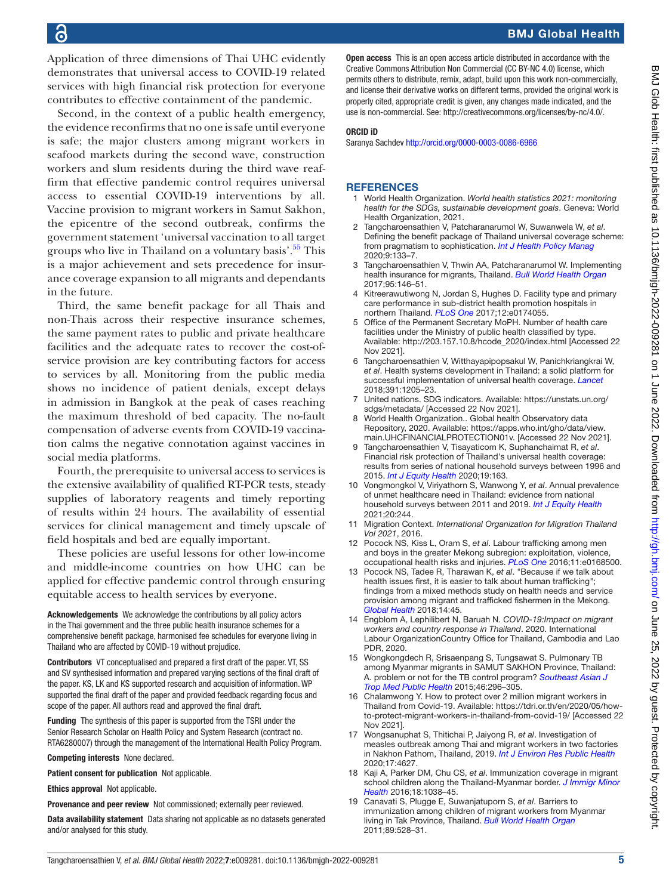Application of three dimensions of Thai UHC evidently demonstrates that universal access to COVID-19 related services with high financial risk protection for everyone contributes to effective containment of the pandemic.

Second, in the context of a public health emergency, the evidence reconfirms that no one is safe until everyone is safe; the major clusters among migrant workers in seafood markets during the second wave, construction workers and slum residents during the third wave reaffirm that effective pandemic control requires universal access to essential COVID-19 interventions by all. Vaccine provision to migrant workers in Samut Sakhon, the epicentre of the second outbreak, confirms the government statement 'universal vaccination to all target groups who live in Thailand on a voluntary basis'.[55] This is a major achievement and sets precedence for insurance coverage expansion to all migrants and dependants in the future.

Third, the same benefit package for all Thais and non-Thais across their respective insurance schemes, the same payment rates to public and private healthcare facilities and the adequate rates to recover the cost-of-service provision are key contributing factors for access to services by all. Monitoring from the public media shows no incidence of patient denials, except delays in admission in Bangkok at the peak of cases reaching the maximum threshold of bed capacity. The no-fault compensation of adverse events from COVID-19 vaccination calms the negative connotation against vaccines in social media platforms.

Fourth, the prerequisite to universal access to services is the extensive availability of qualified RT-PCR tests, steady supplies of laboratory reagents and timely reporting of results within 24 hours. The availability of essential services for clinical management and timely upscale of field hospitals and bed are equally important.

These policies are useful lessons for other low-income and middle-income countries on how UHC can be applied for effective pandemic control through ensuring equitable access to health services by everyone.

**Acknowledgements** We acknowledge the contributions by all policy actors in the Thai government and the three public health insurance schemes for a comprehensive benefit package, harmonised fee schedules for everyone living in Thailand who are affected by COVID-19 without prejudice.

**Contributors** VT conceptualised and prepared a first draft of the paper. VT, SS and SV synthesised information and prepared varying sections of the final draft of the paper. KS, LK and KS supported research and acquisition of information. WP supported the final draft of the paper and provided feedback regarding focus and scope of the paper. All authors read and approved the final draft.

**Funding** The synthesis of this paper is supported from the TSRI under the Senior Research Scholar on Health Policy and System Research (contract no. RTA6280007) through the management of the International Health Policy Program.

**Competing interests** None declared.

**Patient consent for publication** Not applicable.

**Ethics approval** Not applicable.

**Provenance and peer review** Not commissioned; externally peer reviewed.

**Data availability statement** Data sharing not applicable as no datasets generated and/or analysed for this study.

**Open access** This is an open access article distributed in accordance with the Creative Commons Attribution Non Commercial (CC BY-NC 4.0) license, which permits others to distribute, remix, adapt, build upon this work non-commercially, and license their derivative works on different terms, provided the original work is properly cited, appropriate credit is given, any changes made indicated, and the use is non-commercial. See: http://creativecommons.org/licenses/by-nc/4.0/.

**ORCID iD**

Saranya Sachdev http://orcid.org/0000-0003-0086-6966

## REFERENCES

1. World Health Organization. *World health statistics 2021: monitoring health for the SDGs, sustainable development goals*. Geneva: World Health Organization, 2021.
2. Tangcharoensathien V, Patcharanarumol W, Suwanwela W, *et al*. Defining the benefit package of Thailand universal coverage scheme: from pragmatism to sophistication. *Int J Health Policy Manag* 2020;9:133–7.
3. Tangcharoensathien V, Thwin AA, Patcharanarumol W. Implementing health insurance for migrants, Thailand. *Bull World Health Organ* 2017;95:146–51.
4. Kitreerawutiwong N, Jordan S, Hughes D. Facility type and primary care performance in sub-district health promotion hospitals in northern Thailand. *PLoS One* 2017;12:e0174055.
5. Office of the Permanent Secretary MoPH. Number of health care facilities under the Ministry of public health classified by type. Available: http://203.157.10.8/hcode_2020/index.html [Accessed 22 Nov 2021].
6. Tangcharoensathien V, Witthayapipopsakul W, Panichkriangkrai W, *et al*. Health systems development in Thailand: a solid platform for successful implementation of universal health coverage. *Lancet* 2018;391:1205–23.
7. United nations. SDG indicators. Available: https://unstats.un.org/sdgs/metadata/ [Accessed 22 Nov 2021].
8. World Health Organization.. Global health Observatory data Repository, 2020. Available: https://apps.who.int/gho/data/view.main.UHCFINANCIALPROTECTION01v. [Accessed 22 Nov 2021].
9. Tangcharoensathien V, Tisayaticom K, Suphanchaimat R, *et al*. Financial risk protection of Thailand's universal health coverage: results from series of national household surveys between 1996 and 2015. *Int J Equity Health* 2020;19:163.
10. Vongmongkol V, Viriyathorn S, Wanwong Y, *et al*. Annual prevalence of unmet healthcare need in Thailand: evidence from national household surveys between 2011 and 2019. *Int J Equity Health* 2021;20:244.
11. Migration Context. *International Organization for Migration Thailand Vol 2021*, 2016.
12. Pocock NS, Kiss L, Oram S, *et al*. Labour trafficking among men and boys in the greater Mekong subregion: exploitation, violence, occupational health risks and injuries. *PLoS One* 2016;11:e0168500.
13. Pocock NS, Tadee R, Tharawan K, *et al*. "Because if we talk about health issues first, it is easier to talk about human trafficking"; findings from a mixed methods study on health needs and service provision among migrant and trafficked fishermen in the Mekong. *Global Health* 2018;14:45.
14. Engblom A, Lephilibert N, Baruah N. *COVID-19:Impact on migrant workers and country response in Thailand*. 2020. International Labour OrganizationCountry Office for Thailand, Cambodia and Lao PDR, 2020.
15. Wongkongdech R, Srisaenpang S, Tungsawat S. Pulmonary TB among Myanmar migrants in SAMUT SAKHON Province, Thailand: A. problem or not for the TB control program? *Southeast Asian J Trop Med Public Health* 2015;46:296–305.
16. Chalamwong Y. How to protect over 2 million migrant workers in Thailand from Covid-19. Available: https://tdri.or.th/en/2020/05/how-to-protect-migrant-workers-in-thailand-from-covid-19/ [Accessed 22 Nov 2021].
17. Wongsanuphat S, Thitichai P, Jaiyong R, *et al*. Investigation of measles outbreak among Thai and migrant workers in two factories in Nakhon Pathom, Thailand, 2019. *Int J Environ Res Public Health* 2020;17:4627.
18. Kaji A, Parker DM, Chu CS, *et al*. Immunization coverage in migrant school children along the Thailand-Myanmar border. *J Immigr Minor Health* 2016;18:1038–45.
19. Canavati S, Plugge E, Suwanjatuporn S, *et al*. Barriers to immunization among children of migrant workers from Myanmar living in Tak Province, Thailand. *Bull World Health Organ* 2011;89:528–31.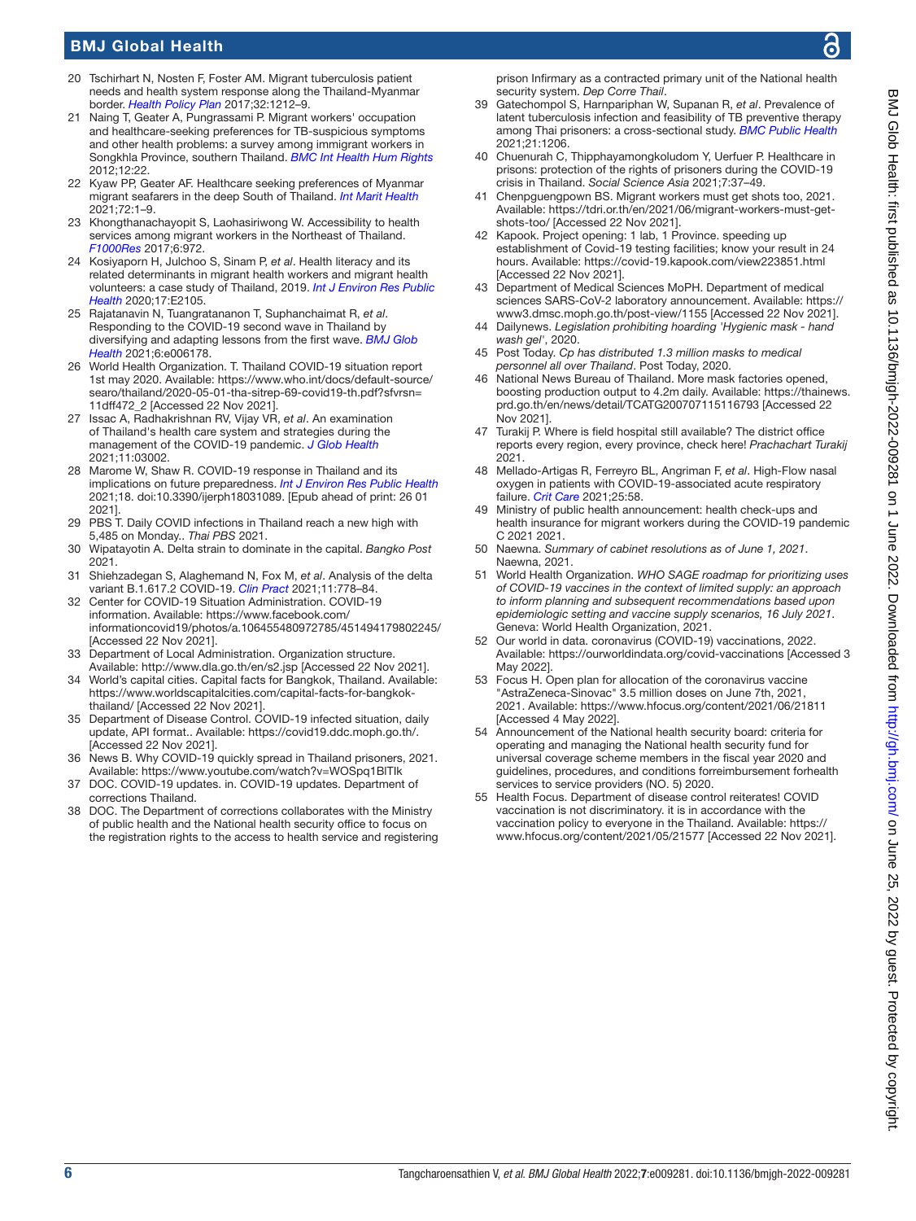20 Tschirhart N, Nosten F, Foster AM. Migrant tuberculosis patient needs and health system response along the Thailand-Myanmar border. *Health Policy Plan* 2017;32:1212–9.
21 Naing T, Geater A, Pungrassami P. Migrant workers' occupation and healthcare-seeking preferences for TB-suspicious symptoms and other health problems: a survey among immigrant workers in Songkhla Province, southern Thailand. *BMC Int Health Hum Rights* 2012;12:22.
22 Kyaw PP, Geater AF. Healthcare seeking preferences of Myanmar migrant seafarers in the deep South of Thailand. *Int Marit Health* 2021;72:1–9.
23 Khongthanachayopit S, Laohasiriwong W. Accessibility to health services among migrant workers in the Northeast of Thailand. *F1000Res* 2017;6:972.
24 Kosiyaporn H, Julchoo S, Sinam P, *et al*. Health literacy and its related determinants in migrant health workers and migrant health volunteers: a case study of Thailand, 2019. *Int J Environ Res Public Health* 2020;17:E2105.
25 Rajatanavin N, Tuangratananon T, Suphanchaimat R, *et al*. Responding to the COVID-19 second wave in Thailand by diversifying and adapting lessons from the first wave. *BMJ Glob Health* 2021;6:e006178.
26 World Health Organization. T. Thailand COVID-19 situation report 1st may 2020. Available: https://www.who.int/docs/default-source/searo/thailand/2020-05-01-tha-sitrep-69-covid19-th.pdf?sfvrsn=11dff472_2 [Accessed 22 Nov 2021].
27 Issac A, Radhakrishnan RV, Vijay VR, *et al*. An examination of Thailand's health care system and strategies during the management of the COVID-19 pandemic. *J Glob Health* 2021;11:03002.
28 Marome W, Shaw R. COVID-19 response in Thailand and its implications on future preparedness. *Int J Environ Res Public Health* 2021;18. doi:10.3390/ijerph18031089. [Epub ahead of print: 26 01 2021].
29 PBS T. Daily COVID infections in Thailand reach a new high with 5,485 on Monday.. *Thai PBS* 2021.
30 Wipatayotin A. Delta strain to dominate in the capital. *Bangko Post* 2021.
31 Shiehzadegan S, Alaghemand N, Fox M, *et al*. Analysis of the delta variant B.1.617.2 COVID-19. *Clin Pract* 2021;11:778–84.
32 Center for COVID-19 Situation Administration. COVID-19 information. Available: https://www.facebook.com/informationcovid19/photos/a.106455480972785/451494179802245/ [Accessed 22 Nov 2021].
33 Department of Local Administration. Organization structure. Available: http://www.dla.go.th/en/s2.jsp [Accessed 22 Nov 2021].
34 World's capital cities. Capital facts for Bangkok, Thailand. Available: https://www.worldscapitalcities.com/capital-facts-for-bangkok-thailand/ [Accessed 22 Nov 2021].
35 Department of Disease Control. COVID-19 infected situation, daily update, API format.. Available: https://covid19.ddc.moph.go.th/. [Accessed 22 Nov 2021].
36 News B. Why COVID-19 quickly spread in Thailand prisoners, 2021. Available: https://www.youtube.com/watch?v=WOSpq1BlTlk
37 DOC. COVID-19 updates. in. COVID-19 updates. Department of corrections Thailand.
38 DOC. The Department of corrections collaborates with the Ministry of public health and the National health security office to focus on the registration rights to the access to health service and registering prison Infirmary as a contracted primary unit of the National health security system. *Dep Corre Thail*.
39 Gatechompol S, Harnpariphan W, Supanan R, *et al*. Prevalence of latent tuberculosis infection and feasibility of TB preventive therapy among Thai prisoners: a cross-sectional study. *BMC Public Health* 2021;21:1206.
40 Chuenurah C, Thipphayamongkoludom Y, Uerfuer P. Healthcare in prisons: protection of the rights of prisoners during the COVID-19 crisis in Thailand. *Social Science Asia* 2021;7:37–49.
41 Chenpguengpown BS. Migrant workers must get shots too, 2021. Available: https://tdri.or.th/en/2021/06/migrant-workers-must-get-shots-too/ [Accessed 22 Nov 2021].
42 Kapook. Project opening: 1 lab, 1 Province. speeding up establishment of Covid-19 testing facilities; know your result in 24 hours. Available: https://covid-19.kapook.com/view223851.html [Accessed 22 Nov 2021].
43 Department of Medical Sciences MoPH. Department of medical sciences SARS-CoV-2 laboratory announcement. Available: https://www3.dmsc.moph.go.th/post-view/1155 [Accessed 22 Nov 2021].
44 Dailynews. *Legislation prohibiting hoarding 'Hygienic mask - hand wash gel'*, 2020.
45 Post Today. *Cp has distributed 1.3 million masks to medical personnel all over Thailand*. Post Today, 2020.
46 National News Bureau of Thailand. More mask factories opened, boosting production output to 4.2m daily. Available: https://thainews.prd.go.th/en/news/detail/TCATG200707115116793 [Accessed 22 Nov 2021].
47 Turakij P. Where is field hospital still available? The district office reports every region, every province, check here! *Prachachart Turakij* 2021.
48 Mellado-Artigas R, Ferreyro BL, Angriman F, *et al*. High-Flow nasal oxygen in patients with COVID-19-associated acute respiratory failure. *Crit Care* 2021;25:58.
49 Ministry of public health announcement: health check-ups and health insurance for migrant workers during the COVID-19 pandemic C 2021 2021.
50 Naewna. *Summary of cabinet resolutions as of June 1, 2021*. Naewna, 2021.
51 World Health Organization. *WHO SAGE roadmap for prioritizing uses of COVID-19 vaccines in the context of limited supply: an approach to inform planning and subsequent recommendations based upon epidemiologic setting and vaccine supply scenarios, 16 July 2021*. Geneva: World Health Organization, 2021.
52 Our world in data. coronavirus (COVID-19) vaccinations, 2022. Available: https://ourworldindata.org/covid-vaccinations [Accessed 3 May 2022].
53 Focus H. Open plan for allocation of the coronavirus vaccine "AstraZeneca-Sinovac" 3.5 million doses on June 7th, 2021, 2021. Available: https://www.hfocus.org/content/2021/06/21811 [Accessed 4 May 2022].
54 Announcement of the National health security board: criteria for operating and managing the National health security fund for universal coverage scheme members in the fiscal year 2020 and guidelines, procedures, and conditions forreimbursement forhealth services to service providers (NO. 5) 2020.
55 Health Focus. Department of disease control reiterates! COVID vaccination is not discriminatory. it is in accordance with the vaccination policy to everyone in the Thailand. Available: https://www.hfocus.org/content/2021/05/21577 [Accessed 22 Nov 2021].